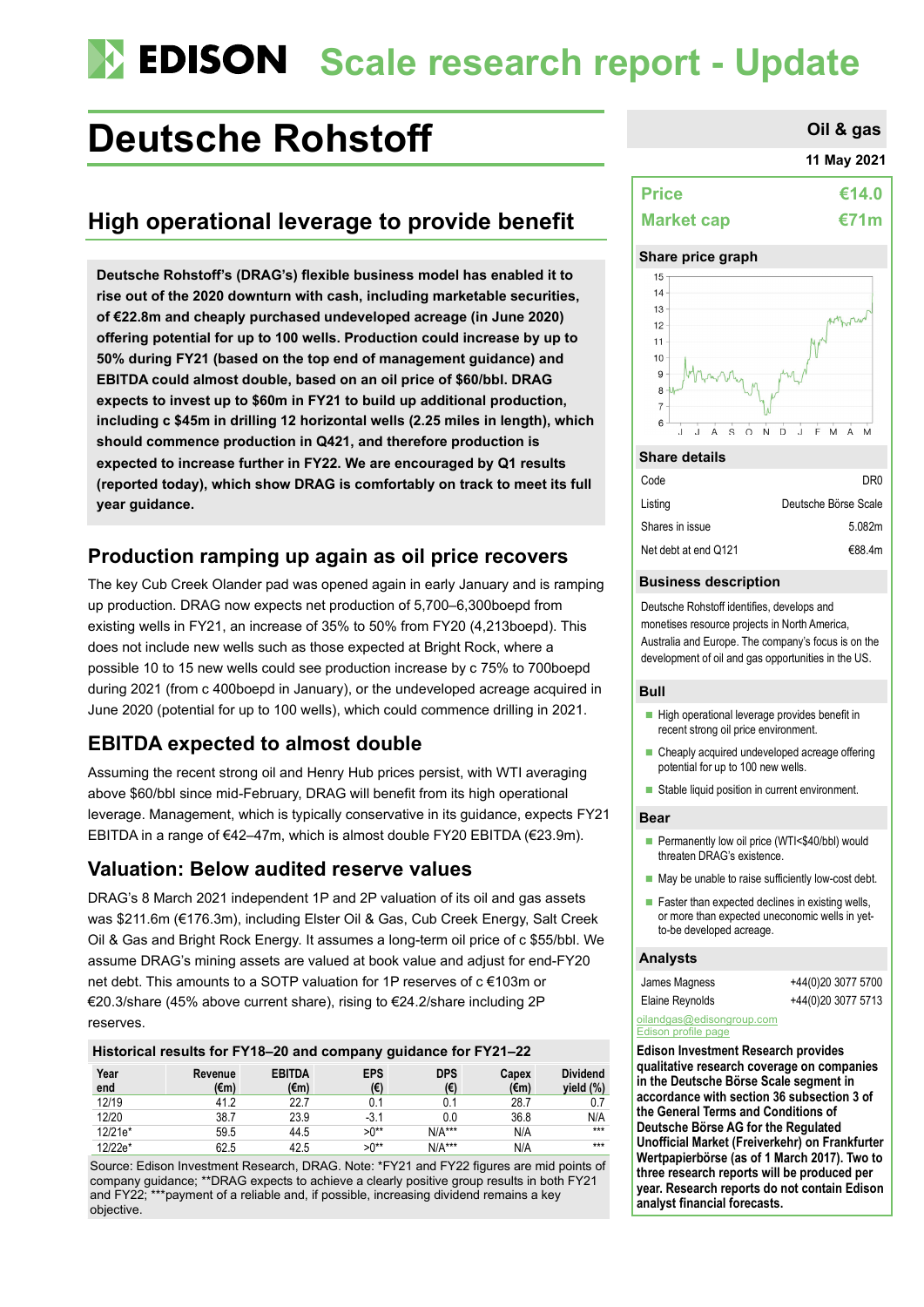# EDISON Scale research report - Update

# Deutsche Rohstoff

Oil & gas

11 May 2021

## High operational leverage to provide benefit

**Deutsche Rohstoff's (DRAG's) flexible business model has enabled it to rise out of the 2020 downturn with cash, including marketable securities, of €22.8m and cheaply purchased undeveloped acreage (in June 2020) offering potential for up to 100 wells. Production could increase by up to 50% during FY21 (based on the top end of management guidance) and EBITDA could almost double, based on an oil price of $60/bbl. DRAG expects to invest up to $60m in FY21 to build up additional production, including c $45m in drilling 12 horizontal wells (2.25 miles in length), which should commence production in Q421, and therefore production is expected to increase further in FY22. We are encouraged by Q1 results (reported today), which show DRAG is comfortably on track to meet its full year guidance.**

## Production ramping up again as oil price recovers

The key Cub Creek Olander pad was opened again in early January and is ramping up production. DRAG now expects net production of 5,700–6,300boepd from existing wells in FY21, an increase of 35% to 50% from FY20 (4,213boepd). This does not include new wells such as those expected at Bright Rock, where a possible 10 to 15 new wells could see production increase by c 75% to 700boepd during 2021 (from c 400boepd in January), or the undeveloped acreage acquired in June 2020 (potential for up to 100 wells), which could commence drilling in 2021.

## EBITDA expected to almost double

Assuming the recent strong oil and Henry Hub prices persist, with WTI averaging above $60/bbl since mid-February, DRAG will benefit from its high operational leverage. Management, which is typically conservative in its guidance, expects FY21 EBITDA in a range of €42–47m, which is almost double FY20 EBITDA (€23.9m).

## Valuation: Below audited reserve values

DRAG's 8 March 2021 independent 1P and 2P valuation of its oil and gas assets was $211.6m (€176.3m), including Elster Oil & Gas, Cub Creek Energy, Salt Creek Oil & Gas and Bright Rock Energy. It assumes a long-term oil price of c $55/bbl. We assume DRAG's mining assets are valued at book value and adjust for end-FY20 net debt. This amounts to a SOTP valuation for 1P reserves of c €103m or €20.3/share (45% above current share), rising to €24.2/share including 2P reserves.

**Historical results for FY18–20 and company guidance for FY21–22**

| Year end | Revenue (€m) | EBITDA (€m) | EPS (€) | DPS (€) | Capex (€m) | Dividend yield (%) |
|---|---|---|---|---|---|---|
| 12/19 | 41.2 | 22.7 | 0.1 | 0.1 | 28.7 | 0.7 |
| 12/20 | 38.7 | 23.9 | -3.1 | 0.0 | 36.8 | N/A |
| 12/21e* | 59.5 | 44.5 | >0** | N/A*** | N/A | *** |
| 12/22e* | 62.5 | 42.5 | >0** | N/A*** | N/A | *** |

Source: Edison Investment Research, DRAG. Note: *FY21 and FY22 figures are mid points of company guidance; **DRAG expects to achieve a clearly positive group results in both FY21 and FY22; ***payment of a reliable and, if possible, increasing dividend remains a key objective.

| | |
|---|---|
| **Price** | **€14.0** |
| **Market cap** | **€71m** |

**Share price graph**

**Share details**

| | |
|---|---|
| Code | DR0 |
| Listing | Deutsche Börse Scale |
| Shares in issue | 5.082m |
| Net debt at end Q121 | €88.4m |

**Business description**

Deutsche Rohstoff identifies, develops and monetises resource projects in North America, Australia and Europe. The company's focus is on the development of oil and gas opportunities in the US.

**Bull**

- High operational leverage provides benefit in recent strong oil price environment.
- Cheaply acquired undeveloped acreage offering potential for up to 100 new wells.
- Stable liquid position in current environment.

**Bear**

- Permanently low oil price (WTI<$40/bbl) would threaten DRAG's existence.
- May be unable to raise sufficiently low-cost debt.
- Faster than expected declines in existing wells, or more than expected uneconomic wells in yet-to-be developed acreage.

**Analysts**

| | |
|---|---|
| James Magness | +44(0)20 3077 5700 |
| Elaine Reynolds | +44(0)20 3077 5713 |

oilandgas@edisongroup.com

Edison profile page

**Edison Investment Research provides qualitative research coverage on companies in the Deutsche Börse Scale segment in accordance with section 36 subsection 3 of the General Terms and Conditions of Deutsche Börse AG for the Regulated Unofficial Market (Freiverkehr) on Frankfurter Wertpapierbörse (as of 1 March 2017). Two to three research reports will be produced per year. Research reports do not contain Edison analyst financial forecasts.**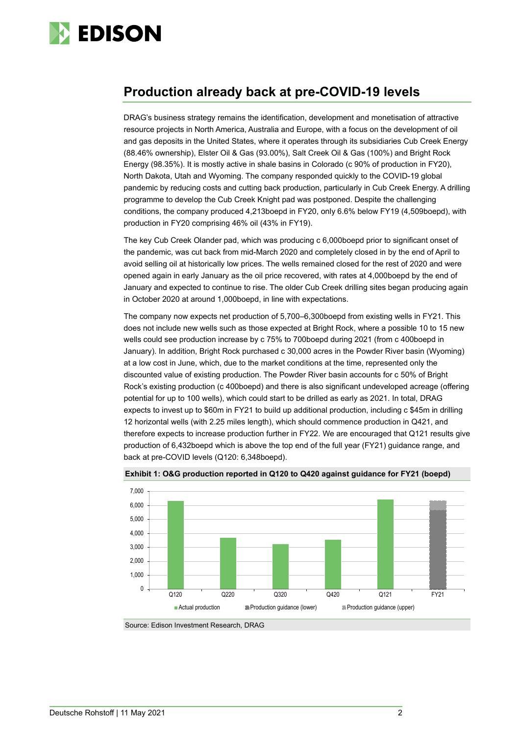## Production already back at pre-COVID-19 levels

DRAG's business strategy remains the identification, development and monetisation of attractive resource projects in North America, Australia and Europe, with a focus on the development of oil and gas deposits in the United States, where it operates through its subsidiaries Cub Creek Energy (88.46% ownership), Elster Oil & Gas (93.00%), Salt Creek Oil & Gas (100%) and Bright Rock Energy (98.35%). It is mostly active in shale basins in Colorado (c 90% of production in FY20), North Dakota, Utah and Wyoming. The company responded quickly to the COVID-19 global pandemic by reducing costs and cutting back production, particularly in Cub Creek Energy. A drilling programme to develop the Cub Creek Knight pad was postponed. Despite the challenging conditions, the company produced 4,213boepd in FY20, only 6.6% below FY19 (4,509boepd), with production in FY20 comprising 46% oil (43% in FY19).

The key Cub Creek Olander pad, which was producing c 6,000boepd prior to significant onset of the pandemic, was cut back from mid-March 2020 and completely closed in by the end of April to avoid selling oil at historically low prices. The wells remained closed for the rest of 2020 and were opened again in early January as the oil price recovered, with rates at 4,000boepd by the end of January and expected to continue to rise. The older Cub Creek drilling sites began producing again in October 2020 at around 1,000boepd, in line with expectations.

The company now expects net production of 5,700–6,300boepd from existing wells in FY21. This does not include new wells such as those expected at Bright Rock, where a possible 10 to 15 new wells could see production increase by c 75% to 700boepd during 2021 (from c 400boepd in January). In addition, Bright Rock purchased c 30,000 acres in the Powder River basin (Wyoming) at a low cost in June, which, due to the market conditions at the time, represented only the discounted value of existing production. The Powder River basin accounts for c 50% of Bright Rock's existing production (c 400boepd) and there is also significant undeveloped acreage (offering potential for up to 100 wells), which could start to be drilled as early as 2021. In total, DRAG expects to invest up to $60m in FY21 to build up additional production, including c $45m in drilling 12 horizontal wells (with 2.25 miles length), which should commence production in Q421, and therefore expects to increase production further in FY22. We are encouraged that Q121 results give production of 6,432boepd which is above the top end of the full year (FY21) guidance range, and back at pre-COVID levels (Q120: 6,348boepd).

**Exhibit 1: O&G production reported in Q120 to Q420 against guidance for FY21 (boepd)**

Source: Edison Investment Research, DRAG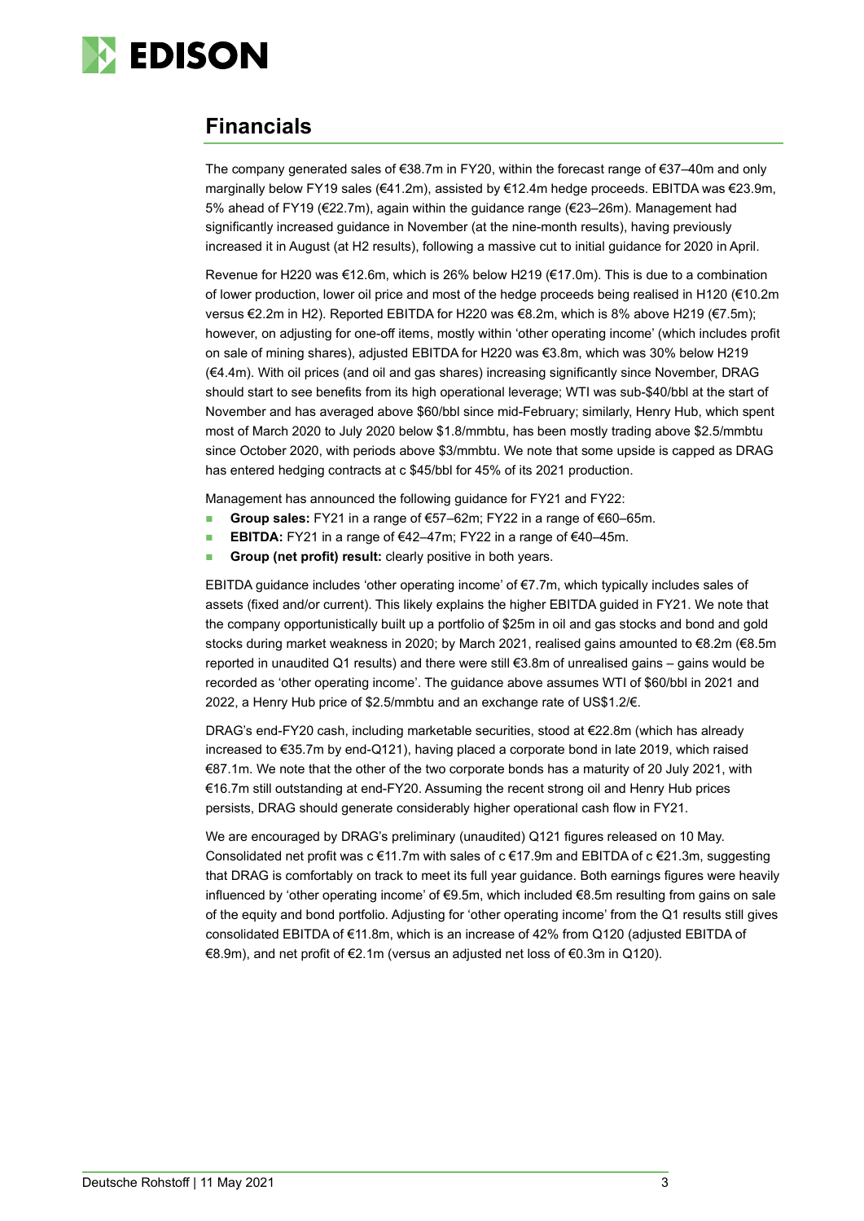## Financials

The company generated sales of €38.7m in FY20, within the forecast range of €37–40m and only marginally below FY19 sales (€41.2m), assisted by €12.4m hedge proceeds. EBITDA was €23.9m, 5% ahead of FY19 (€22.7m), again within the guidance range (€23–26m). Management had significantly increased guidance in November (at the nine-month results), having previously increased it in August (at H2 results), following a massive cut to initial guidance for 2020 in April.

Revenue for H220 was €12.6m, which is 26% below H219 (€17.0m). This is due to a combination of lower production, lower oil price and most of the hedge proceeds being realised in H120 (€10.2m versus €2.2m in H2). Reported EBITDA for H220 was €8.2m, which is 8% above H219 (€7.5m); however, on adjusting for one-off items, mostly within 'other operating income' (which includes profit on sale of mining shares), adjusted EBITDA for H220 was €3.8m, which was 30% below H219 (€4.4m). With oil prices (and oil and gas shares) increasing significantly since November, DRAG should start to see benefits from its high operational leverage; WTI was sub-$40/bbl at the start of November and has averaged above $60/bbl since mid-February; similarly, Henry Hub, which spent most of March 2020 to July 2020 below $1.8/mmbtu, has been mostly trading above $2.5/mmbtu since October 2020, with periods above $3/mmbtu. We note that some upside is capped as DRAG has entered hedging contracts at c $45/bbl for 45% of its 2021 production.

Management has announced the following guidance for FY21 and FY22:

- **Group sales:** FY21 in a range of €57–62m; FY22 in a range of €60–65m.
- **EBITDA:** FY21 in a range of €42–47m; FY22 in a range of €40–45m.
- **Group (net profit) result:** clearly positive in both years.

EBITDA guidance includes 'other operating income' of €7.7m, which typically includes sales of assets (fixed and/or current). This likely explains the higher EBITDA guided in FY21. We note that the company opportunistically built up a portfolio of $25m in oil and gas stocks and bond and gold stocks during market weakness in 2020; by March 2021, realised gains amounted to €8.2m (€8.5m reported in unaudited Q1 results) and there were still €3.8m of unrealised gains – gains would be recorded as 'other operating income'. The guidance above assumes WTI of $60/bbl in 2021 and 2022, a Henry Hub price of $2.5/mmbtu and an exchange rate of US$1.2/€.

DRAG's end-FY20 cash, including marketable securities, stood at €22.8m (which has already increased to €35.7m by end-Q121), having placed a corporate bond in late 2019, which raised €87.1m. We note that the other of the two corporate bonds has a maturity of 20 July 2021, with €16.7m still outstanding at end-FY20. Assuming the recent strong oil and Henry Hub prices persists, DRAG should generate considerably higher operational cash flow in FY21.

We are encouraged by DRAG's preliminary (unaudited) Q121 figures released on 10 May. Consolidated net profit was c €11.7m with sales of c €17.9m and EBITDA of c €21.3m, suggesting that DRAG is comfortably on track to meet its full year guidance. Both earnings figures were heavily influenced by 'other operating income' of €9.5m, which included €8.5m resulting from gains on sale of the equity and bond portfolio. Adjusting for 'other operating income' from the Q1 results still gives consolidated EBITDA of €11.8m, which is an increase of 42% from Q120 (adjusted EBITDA of €8.9m), and net profit of €2.1m (versus an adjusted net loss of €0.3m in Q120).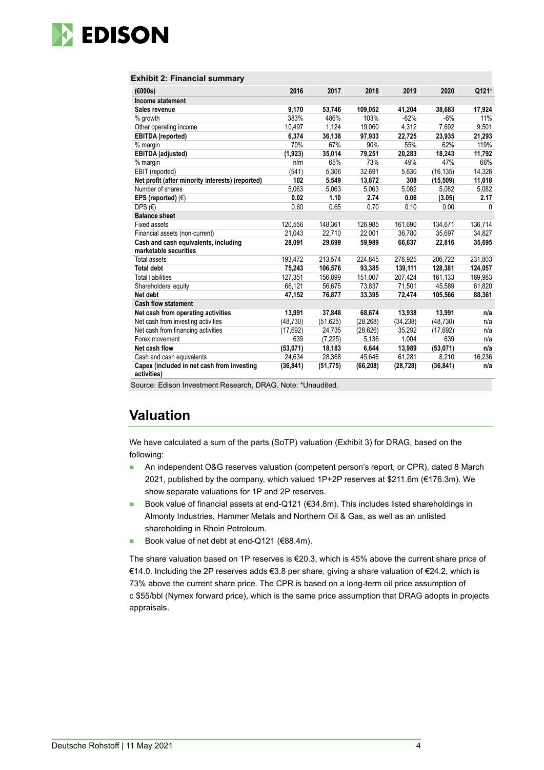**Exhibit 2: Financial summary**

| (€000s) | 2016 | 2017 | 2018 | 2019 | 2020 | Q121* |
|---|---|---|---|---|---|---|
| **Income statement** | | | | | | |
| **Sales revenue** | **9,170** | **53,746** | **109,052** | **41,204** | **38,683** | **17,924** |
| % growth | 383% | 486% | 103% | -62% | -6% | 11% |
| Other operating income | 10,497 | 1,124 | 19,060 | 4,312 | 7,692 | 9,501 |
| **EBITDA (reported)** | **6,374** | **36,138** | **97,933** | **22,725** | **23,935** | **21,293** |
| % margin | 70% | 67% | 90% | 55% | 62% | 119% |
| **EBITDA (adjusted)** | **(1,923)** | **35,014** | **79,251** | **20,283** | **18,243** | **11,792** |
| % margin | n/m | 65% | 73% | 49% | 47% | 66% |
| EBIT (reported) | (541) | 5,306 | 32,691 | 5,630 | (16,135) | 14,326 |
| **Net profit (after minority interests) (reported)** | **102** | **5,549** | **13,872** | **308** | **(15,509)** | **11,018** |
| Number of shares | 5,063 | 5,063 | 5,063 | 5,082 | 5,082 | 5,082 |
| **EPS (reported) (€)** | **0.02** | **1.10** | **2.74** | **0.06** | **(3.05)** | **2.17** |
| DPS (€) | 0.60 | 0.65 | 0.70 | 0.10 | 0.00 | 0 |
| **Balance sheet** | | | | | | |
| Fixed assets | 120,556 | 148,361 | 126,985 | 161,690 | 134,671 | 136,714 |
| Financial assets (non-current) | 21,043 | 22,710 | 22,001 | 36,780 | 35,697 | 34,827 |
| **Cash and cash equivalents, including marketable securities** | **28,091** | **29,699** | **59,989** | **66,637** | **22,816** | **35,695** |
| Total assets | 193,472 | 213,574 | 224,845 | 278,925 | 206,722 | 231,803 |
| **Total debt** | **75,243** | **106,576** | **93,385** | **139,111** | **128,381** | **124,057** |
| Total liabilities | 127,351 | 156,899 | 151,007 | 207,424 | 161,133 | 169,983 |
| Shareholders' equity | 66,121 | 56,675 | 73,837 | 71,501 | 45,589 | 61,820 |
| **Net debt** | **47,152** | **76,877** | **33,395** | **72,474** | **105,566** | **88,361** |
| **Cash flow statement** | | | | | | |
| **Net cash from operating activities** | **13,991** | **37,848** | **68,674** | **13,938** | **13,991** | **n/a** |
| Net cash from investing activities | (48,730) | (51,625) | (28,268) | (34,238) | (48,730) | n/a |
| Net cash from financing activities | (17,692) | 24,735 | (28,626) | 35,292 | (17,692) | n/a |
| Forex movement | 639 | (7,225) | 5,136 | 1,004 | 639 | n/a |
| **Net cash flow** | **(53,071)** | **18,183** | **6,644** | **13,989** | **(53,071)** | **n/a** |
| Cash and cash equivalents | 24,634 | 28,368 | 45,646 | 61,281 | 8,210 | 16,236 |
| **Capex (included in net cash from investing activities)** | **(36,841)** | **(51,775)** | **(66,208)** | **(28,728)** | **(36,841)** | **n/a** |

Source: Edison Investment Research, DRAG. Note: *Unaudited.

## Valuation

We have calculated a sum of the parts (SoTP) valuation (Exhibit 3) for DRAG, based on the following:

- An independent O&G reserves valuation (competent person's report, or CPR), dated 8 March 2021, published by the company, which valued 1P+2P reserves at $211.6m (€176.3m). We show separate valuations for 1P and 2P reserves.
- Book value of financial assets at end-Q121 (€34.8m). This includes listed shareholdings in Almonty Industries, Hammer Metals and Northern Oil & Gas, as well as an unlisted shareholding in Rhein Petroleum.
- Book value of net debt at end-Q121 (€88.4m).

The share valuation based on 1P reserves is €20.3, which is 45% above the current share price of €14.0. Including the 2P reserves adds €3.8 per share, giving a share valuation of €24.2, which is 73% above the current share price. The CPR is based on a long-term oil price assumption of c $55/bbl (Nymex forward price), which is the same price assumption that DRAG adopts in projects appraisals.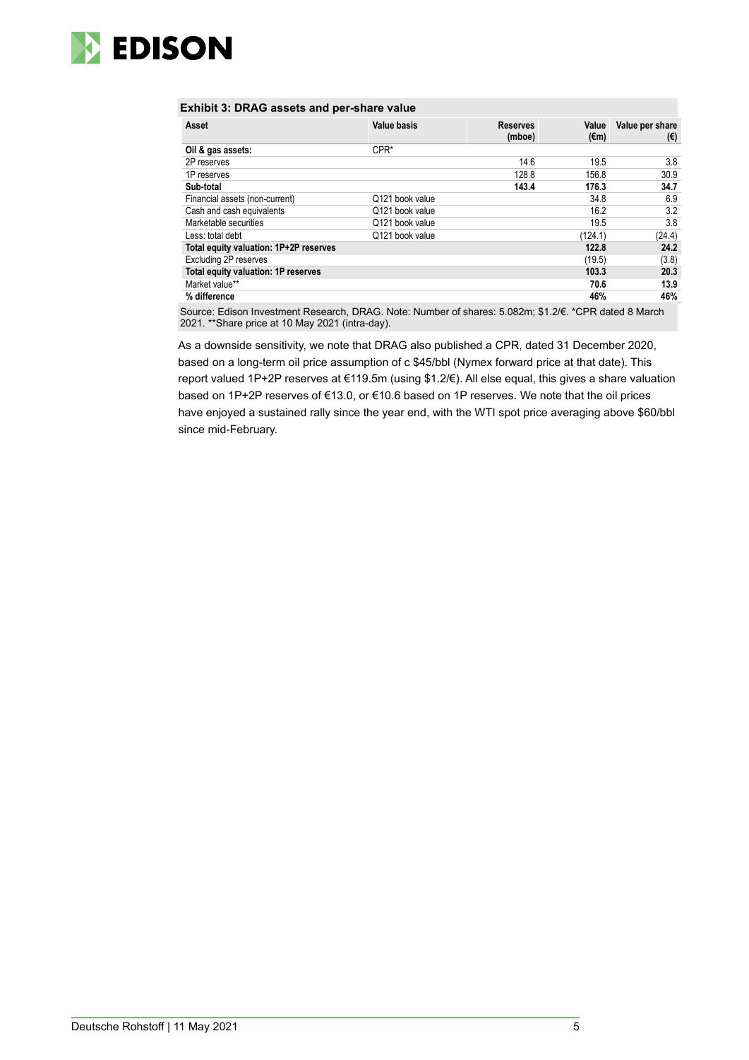**Exhibit 3: DRAG assets and per-share value**

| Asset | Value basis | Reserves (mboe) | Value (€m) | Value per share (€) |
|---|---|---|---|---|
| **Oil & gas assets:** | CPR* | | | |
| 2P reserves | | 14.6 | 19.5 | 3.8 |
| 1P reserves | | 128.8 | 156.8 | 30.9 |
| **Sub-total** | | **143.4** | **176.3** | **34.7** |
| Financial assets (non-current) | Q121 book value | | 34.8 | 6.9 |
| Cash and cash equivalents | Q121 book value | | 16.2 | 3.2 |
| Marketable securities | Q121 book value | | 19.5 | 3.8 |
| Less: total debt | Q121 book value | | (124.1) | (24.4) |
| **Total equity valuation: 1P+2P reserves** | | | **122.8** | **24.2** |
| Excluding 2P reserves | | | (19.5) | (3.8) |
| **Total equity valuation: 1P reserves** | | | **103.3** | **20.3** |
| Market value** | | | **70.6** | **13.9** |
| **% difference** | | | **46%** | **46%** |

Source: Edison Investment Research, DRAG. Note: Number of shares: 5.082m; $1.2/€. *CPR dated 8 March 2021. **Share price at 10 May 2021 (intra-day).

As a downside sensitivity, we note that DRAG also published a CPR, dated 31 December 2020, based on a long-term oil price assumption of c $45/bbl (Nymex forward price at that date). This report valued 1P+2P reserves at €119.5m (using $1.2/€). All else equal, this gives a share valuation based on 1P+2P reserves of €13.0, or €10.6 based on 1P reserves. We note that the oil prices have enjoyed a sustained rally since the year end, with the WTI spot price averaging above $60/bbl since mid-February.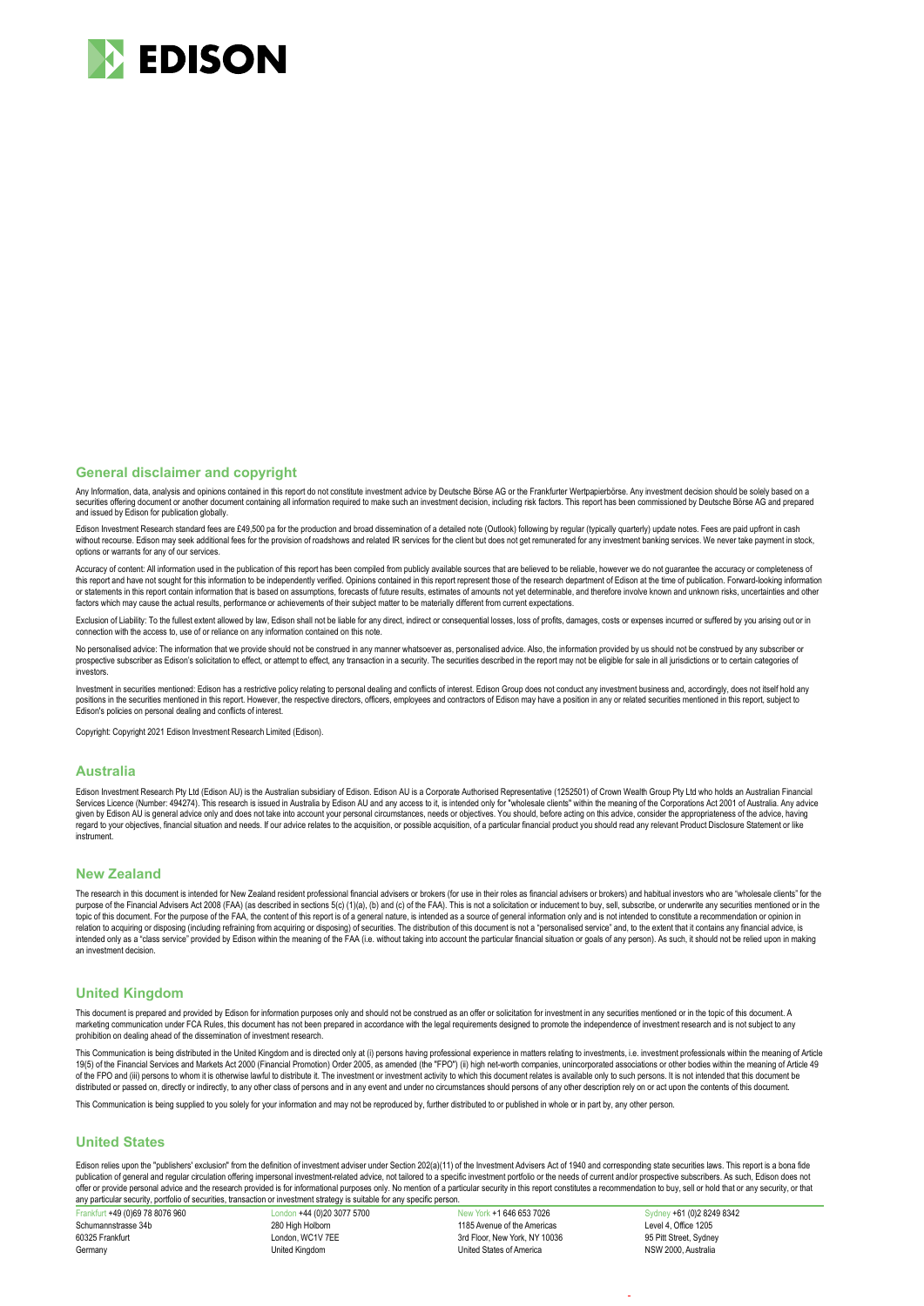# EDISON

## General disclaimer and copyright

Any Information, data, analysis and opinions contained in this report do not constitute investment advice by Deutsche Börse AG or the Frankfurter Wertpapierbörse. Any investment decision should be solely based on a securities offering document or another document containing all information required to make such an investment decision, including risk factors. This report has been commissioned by Deutsche Börse AG and prepared and issued by Edison for publication globally.

Edison Investment Research standard fees are £49,500 pa for the production and broad dissemination of a detailed note (Outlook) following by regular (typically quarterly) update notes. Fees are paid upfront in cash without recourse. Edison may seek additional fees for the provision of roadshows and related IR services for the client but does not get remunerated for any investment banking services. We never take payment in stock, options or warrants for any of our services.

Accuracy of content: All information used in the publication of this report has been compiled from publicly available sources that are believed to be reliable, however we do not guarantee the accuracy or completeness of this report and have not sought for this information to be independently verified. Opinions contained in this report represent those of the research department of Edison at the time of publication. Forward-looking information or statements in this report contain information that is based on assumptions, forecasts of future results, estimates of amounts not yet determinable, and therefore involve known and unknown risks, uncertainties and other factors which may cause the actual results, performance or achievements of their subject matter to be materially different from current expectations.

Exclusion of Liability: To the fullest extent allowed by law, Edison shall not be liable for any direct, indirect or consequential losses, loss of profits, damages, costs or expenses incurred or suffered by you arising out or in connection with the access to, use of or reliance on any information contained on this note.

No personalised advice: The information that we provide should not be construed in any manner whatsoever as, personalised advice. Also, the information provided by us should not be construed by any subscriber or prospective subscriber as Edison's solicitation to effect, or attempt to effect, any transaction in a security. The securities described in the report may not be eligible for sale in all jurisdictions or to certain categories of investors.

Investment in securities mentioned: Edison has a restrictive policy relating to personal dealing and conflicts of interest. Edison Group does not conduct any investment business and, accordingly, does not itself hold any positions in the securities mentioned in this report. However, the respective directors, officers, employees and contractors of Edison may have a position in any or related securities mentioned in this report, subject to Edison's policies on personal dealing and conflicts of interest.

Copyright: Copyright 2021 Edison Investment Research Limited (Edison).

## Australia

Edison Investment Research Pty Ltd (Edison AU) is the Australian subsidiary of Edison. Edison AU is a Corporate Authorised Representative (1252501) of Crown Wealth Group Pty Ltd who holds an Australian Financial Services Licence (Number: 494274). This research is issued in Australia by Edison AU and any access to it, is intended only for "wholesale clients" within the meaning of the Corporations Act 2001 of Australia. Any advice given by Edison AU is general advice only and does not take into account your personal circumstances, needs or objectives. You should, before acting on this advice, consider the appropriateness of the advice, having regard to your objectives, financial situation and needs. If our advice relates to the acquisition, or possible acquisition, of a particular financial product you should read any relevant Product Disclosure Statement or like instrument.

## New Zealand

The research in this document is intended for New Zealand resident professional financial advisers or brokers (for use in their roles as financial advisers or brokers) and habitual investors who are "wholesale clients" for the purpose of the Financial Advisers Act 2008 (FAA) (as described in sections 5(c) (1)(a), (b) and (c) of the FAA). This is not a solicitation or inducement to buy, sell, subscribe, or underwrite any securities mentioned or in the topic of this document. For the purpose of the FAA, the content of this report is of a general nature, is intended as a source of general information only and is not intended to constitute a recommendation or opinion in relation to acquiring or disposing (including refraining from acquiring or disposing) of securities. The distribution of this document is not a "personalised service" and, to the extent that it contains any financial advice, is intended only as a "class service" provided by Edison within the meaning of the FAA (i.e. without taking into account the particular financial situation or goals of any person). As such, it should not be relied upon in making an investment decision.

## United Kingdom

This document is prepared and provided by Edison for information purposes only and should not be construed as an offer or solicitation for investment in any securities mentioned or in the topic of this document. A marketing communication under FCA Rules, this document has not been prepared in accordance with the legal requirements designed to promote the independence of investment research and is not subject to any prohibition on dealing ahead of the dissemination of investment research.

This Communication is being distributed in the United Kingdom and is directed only at (i) persons having professional experience in matters relating to investments, i.e. investment professionals within the meaning of Article 19(5) of the Financial Services and Markets Act 2000 (Financial Promotion) Order 2005, as amended (the "FPO") (ii) high net-worth companies, unincorporated associations or other bodies within the meaning of Article 49 of the FPO and (iii) persons to whom it is otherwise lawful to distribute it. The investment or investment activity to which this document relates is available only to such persons. It is not intended that this document be distributed or passed on, directly or indirectly, to any other class of persons and in any event and under no circumstances should persons of any other description rely on or act upon the contents of this document.

This Communication is being supplied to you solely for your information and may not be reproduced by, further distributed to or published in whole or in part by, any other person.

## United States

Edison relies upon the "publishers' exclusion" from the definition of investment adviser under Section 202(a)(11) of the Investment Advisers Act of 1940 and corresponding state securities laws. This report is a bona fide publication of general and regular circulation offering impersonal investment-related advice, not tailored to a specific investment portfolio or the needs of current and/or prospective subscribers. As such, Edison does not offer or provide personal advice and the research provided is for informational purposes only. No mention of a particular security in this report constitutes a recommendation to buy, sell or hold that or any security, or that any particular security, portfolio of securities, transaction or investment strategy is suitable for any specific person.

Frankfurt +49 (0)69 78 8076 960
Schumannstrasse 34b
60325 Frankfurt
Germany

London +44 (0)20 3077 5700
280 High Holborn
London, WC1V 7EE
United Kingdom

New York +1 646 653 7026
1185 Avenue of the Americas
3rd Floor, New York, NY 10036
United States of America

Sydney +61 (0)2 8249 8342
Level 4, Office 1205
95 Pitt Street, Sydney
NSW 2000, Australia